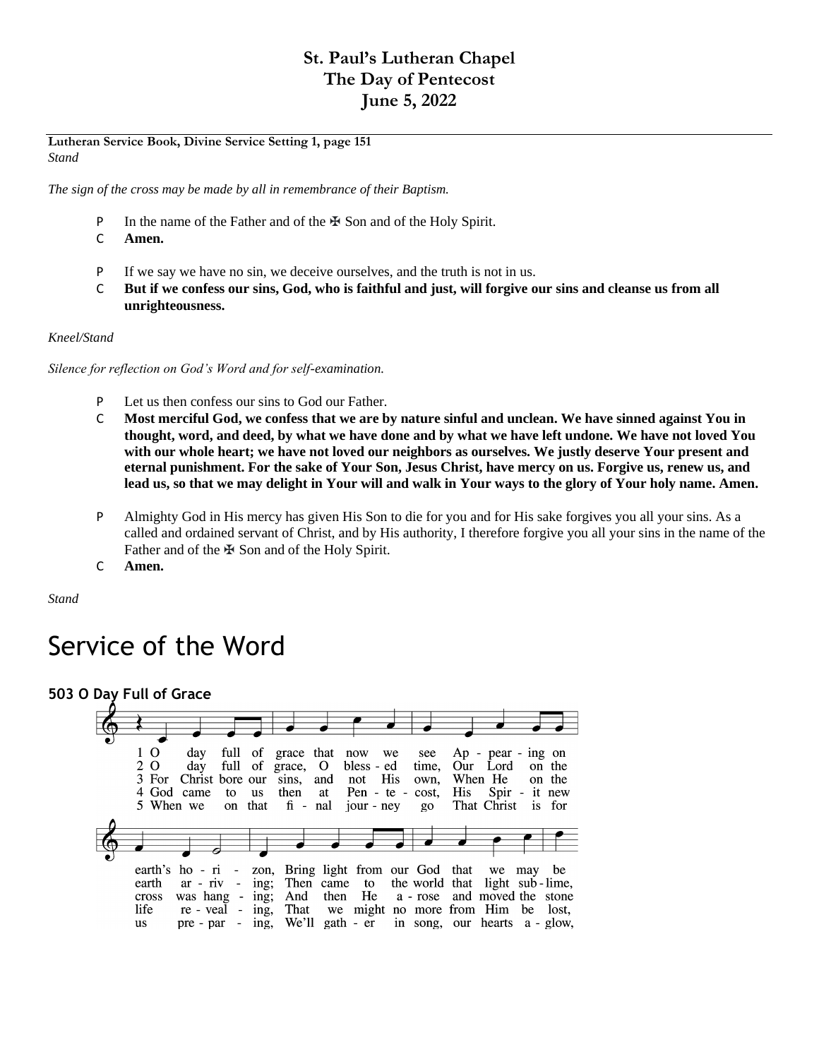**St. Paul's Lutheran Chapel**
**The Day of Pentecost**
**June 5, 2022**

---

**Lutheran Service Book, Divine Service Setting 1, page 151**
*Stand*

*The sign of the cross may be made by all in remembrance of their Baptism.*

P In the name of the Father and of the ✠ Son and of the Holy Spirit.
C **Amen.**

P If we say we have no sin, we deceive ourselves, and the truth is not in us.
C **But if we confess our sins, God, who is faithful and just, will forgive our sins and cleanse us from all unrighteousness.**

*Kneel/Stand*

*Silence for reflection on God's Word and for self-examination.*

P Let us then confess our sins to God our Father.
C **Most merciful God, we confess that we are by nature sinful and unclean. We have sinned against You in thought, word, and deed, by what we have done and by what we have left undone. We have not loved You with our whole heart; we have not loved our neighbors as ourselves. We justly deserve Your present and eternal punishment. For the sake of Your Son, Jesus Christ, have mercy on us. Forgive us, renew us, and lead us, so that we may delight in Your will and walk in Your ways to the glory of Your holy name. Amen.**

P Almighty God in His mercy has given His Son to die for you and for His sake forgives you all your sins. As a called and ordained servant of Christ, and by His authority, I therefore forgive you all your sins in the name of the Father and of the ✠ Son and of the Holy Spirit.
C **Amen.**

*Stand*

# Service of the Word

### 503 O Day Full of Grace

1 O day full of grace that now we see Appearing on earth's horizon, Bring light from our God that we may be
2 O day full of grace, O blessed time, Our Lord on the earth arriving; Then came to the world that light sublime,
3 For Christ bore our sins, and not His own, When He on the cross was hanging; And then He arose and moved the stone
4 God came to us then at Pentecost, His Spirit new life revealing, That we might no more from Him be lost,
5 When we on that final journey go That Christ is for us preparing, We'll gather in song, our hearts aglow,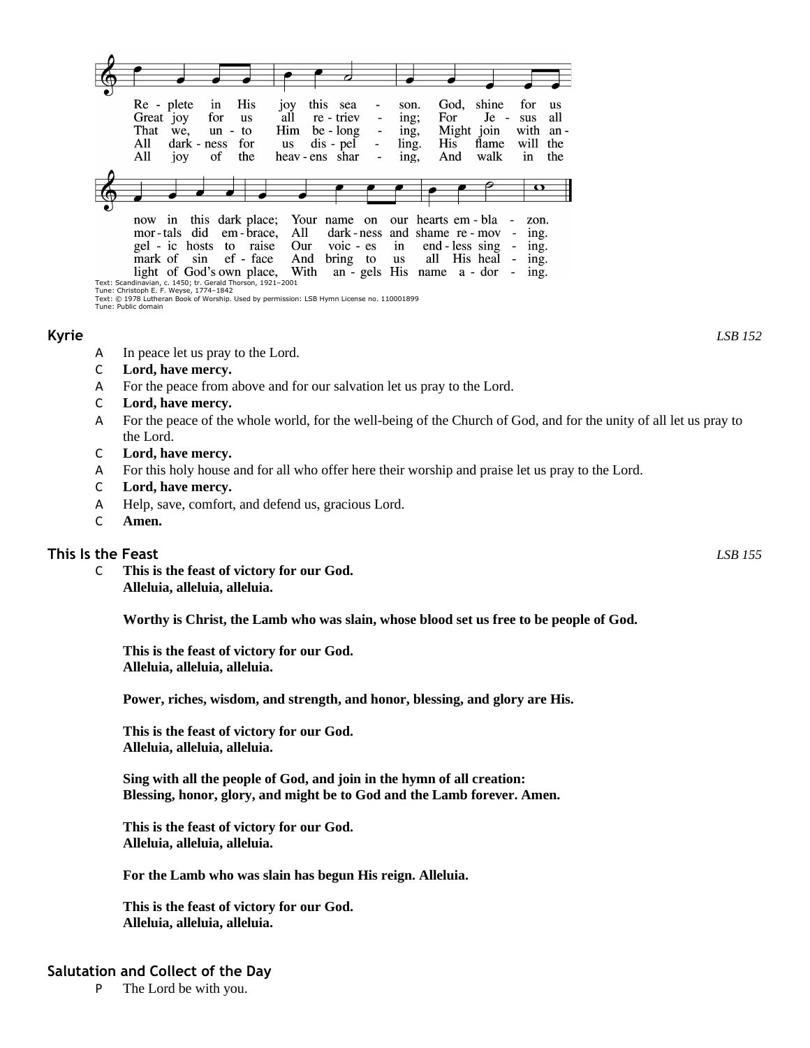Re - plete in His joy this sea - son. God, shine for us now in this dark place; Your name on our hearts em - bla - zon.

Great joy for us all re - triev - ing; For Je - sus all mor - tals did em - brace, All dark - ness and shame re - mov - ing.

That we, un - to Him be - long - ing, Might join with an - gel - ic hosts to raise Our voic - es in end - less sing - ing.

All dark - ness for us dis - pel - ling. His flame will the mark of sin ef - face And bring to us all His heal - ing.

All joy of the heav - ens shar - ing, And walk in the light of God's own place, With an - gels His name a - dor - ing.

Text: Scandinavian, c. 1450; tr. Gerald Thorson, 1921–2001
Tune: Christoph E. F. Weyse, 1774–1842
Text: © 1978 Lutheran Book of Worship. Used by permission: LSB Hymn License no. 110001899
Tune: Public domain

## Kyrie *LSB 152*

A In peace let us pray to the Lord.
C **Lord, have mercy.**
A For the peace from above and for our salvation let us pray to the Lord.
C **Lord, have mercy.**
A For the peace of the whole world, for the well-being of the Church of God, and for the unity of all let us pray to the Lord.
C **Lord, have mercy.**
A For this holy house and for all who offer here their worship and praise let us pray to the Lord.
C **Lord, have mercy.**
A Help, save, comfort, and defend us, gracious Lord.
C **Amen.**

## This Is the Feast *LSB 155*

C **This is the feast of victory for our God.**
**Alleluia, alleluia, alleluia.**

**Worthy is Christ, the Lamb who was slain, whose blood set us free to be people of God.**

**This is the feast of victory for our God.**
**Alleluia, alleluia, alleluia.**

**Power, riches, wisdom, and strength, and honor, blessing, and glory are His.**

**This is the feast of victory for our God.**
**Alleluia, alleluia, alleluia.**

**Sing with all the people of God, and join in the hymn of all creation:**
**Blessing, honor, glory, and might be to God and the Lamb forever. Amen.**

**This is the feast of victory for our God.**
**Alleluia, alleluia, alleluia.**

**For the Lamb who was slain has begun His reign. Alleluia.**

**This is the feast of victory for our God.**
**Alleluia, alleluia, alleluia.**

## Salutation and Collect of the Day

P The Lord be with you.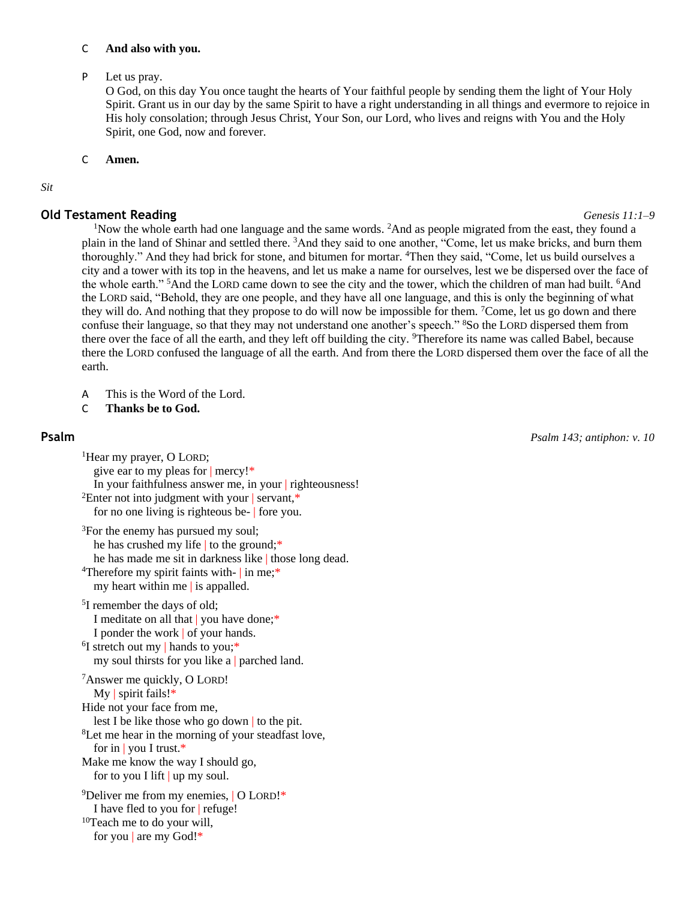C **And also with you.**

P Let us pray.
O God, on this day You once taught the hearts of Your faithful people by sending them the light of Your Holy Spirit. Grant us in our day by the same Spirit to have a right understanding in all things and evermore to rejoice in His holy consolation; through Jesus Christ, Your Son, our Lord, who lives and reigns with You and the Holy Spirit, one God, now and forever.

C **Amen.**

*Sit*

## Old Testament Reading

*Genesis 11:1–9*

[1]Now the whole earth had one language and the same words. [2]And as people migrated from the east, they found a plain in the land of Shinar and settled there. [3]And they said to one another, “Come, let us make bricks, and burn them thoroughly.” And they had brick for stone, and bitumen for mortar. [4]Then they said, “Come, let us build ourselves a city and a tower with its top in the heavens, and let us make a name for ourselves, lest we be dispersed over the face of the whole earth.” [5]And the LORD came down to see the city and the tower, which the children of man had built. [6]And the LORD said, “Behold, they are one people, and they have all one language, and this is only the beginning of what they will do. And nothing that they propose to do will now be impossible for them. [7]Come, let us go down and there confuse their language, so that they may not understand one another’s speech.” [8]So the LORD dispersed them from there over the face of all the earth, and they left off building the city. [9]Therefore its name was called Babel, because there the LORD confused the language of all the earth. And from there the LORD dispersed them over the face of all the earth.

A This is the Word of the Lord.
C **Thanks be to God.**

## Psalm

*Psalm 143; antiphon: v. 10*

[1]Hear my prayer, O LORD;
give ear to my pleas for | mercy!*
In your faithfulness answer me, in your | righteousness!
[2]Enter not into judgment with your | servant,*
for no one living is righteous be- | fore you.

[3]For the enemy has pursued my soul;
he has crushed my life | to the ground;*
he has made me sit in darkness like | those long dead.
[4]Therefore my spirit faints with- | in me;*
my heart within me | is appalled.

[5]I remember the days of old;
I meditate on all that | you have done;*
I ponder the work | of your hands.
[6]I stretch out my | hands to you;*
my soul thirsts for you like a | parched land.

[7]Answer me quickly, O LORD!
My | spirit fails!*
Hide not your face from me,
lest I be like those who go down | to the pit.
[8]Let me hear in the morning of your steadfast love,
for in | you I trust.*
Make me know the way I should go,
for to you I lift | up my soul.

[9]Deliver me from my enemies, | O LORD!*
I have fled to you for | refuge!
[10]Teach me to do your will,
for you | are my God!*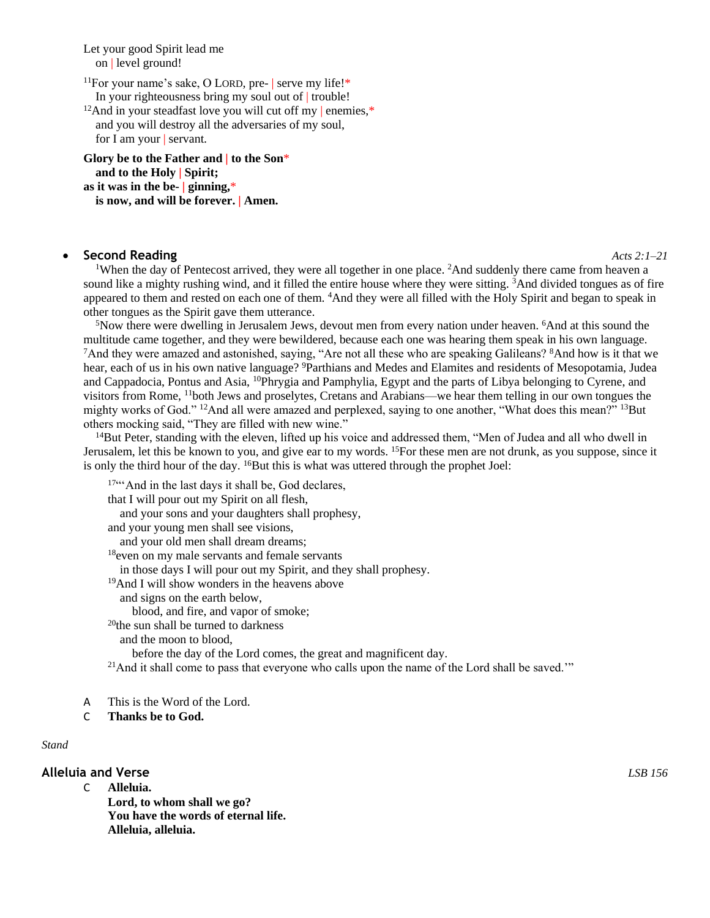Let your good Spirit lead me
  on | level ground!

[11]For your name's sake, O LORD, pre- | serve my life!*
  In your righteousness bring my soul out of | trouble!
[12]And in your steadfast love you will cut off my | enemies,*
  and you will destroy all the adversaries of my soul,
  for I am your | servant.

**Glory be to the Father and | to the Son***
  **and to the Holy | Spirit;**
**as it was in the be- | ginning,***
  **is now, and will be forever. | Amen.**

- **Second Reading** *Acts 2:1–21*

[1]When the day of Pentecost arrived, they were all together in one place. [2]And suddenly there came from heaven a sound like a mighty rushing wind, and it filled the entire house where they were sitting. [3]And divided tongues as of fire appeared to them and rested on each one of them. [4]And they were all filled with the Holy Spirit and began to speak in other tongues as the Spirit gave them utterance.

[5]Now there were dwelling in Jerusalem Jews, devout men from every nation under heaven. [6]And at this sound the multitude came together, and they were bewildered, because each one was hearing them speak in his own language. [7]And they were amazed and astonished, saying, "Are not all these who are speaking Galileans? [8]And how is it that we hear, each of us in his own native language? [9]Parthians and Medes and Elamites and residents of Mesopotamia, Judea and Cappadocia, Pontus and Asia, [10]Phrygia and Pamphylia, Egypt and the parts of Libya belonging to Cyrene, and visitors from Rome, [11]both Jews and proselytes, Cretans and Arabians—we hear them telling in our own tongues the mighty works of God." [12]And all were amazed and perplexed, saying to one another, "What does this mean?" [13]But others mocking said, "They are filled with new wine."

[14]But Peter, standing with the eleven, lifted up his voice and addressed them, "Men of Judea and all who dwell in Jerusalem, let this be known to you, and give ear to my words. [15]For these men are not drunk, as you suppose, since it is only the third hour of the day. [16]But this is what was uttered through the prophet Joel:

[17]"'And in the last days it shall be, God declares,
that I will pour out my Spirit on all flesh,
  and your sons and your daughters shall prophesy,
and your young men shall see visions,
  and your old men shall dream dreams;
[18]even on my male servants and female servants
  in those days I will pour out my Spirit, and they shall prophesy.
[19]And I will show wonders in the heavens above
  and signs on the earth below,
    blood, and fire, and vapor of smoke;
[20]the sun shall be turned to darkness
  and the moon to blood,
    before the day of the Lord comes, the great and magnificent day.
[21]And it shall come to pass that everyone who calls upon the name of the Lord shall be saved.'"

A  This is the Word of the Lord.
C  **Thanks be to God.**

*Stand*

## Alleluia and Verse *LSB 156*

C  **Alleluia.**
  **Lord, to whom shall we go?**
  **You have the words of eternal life.**
  **Alleluia, alleluia.**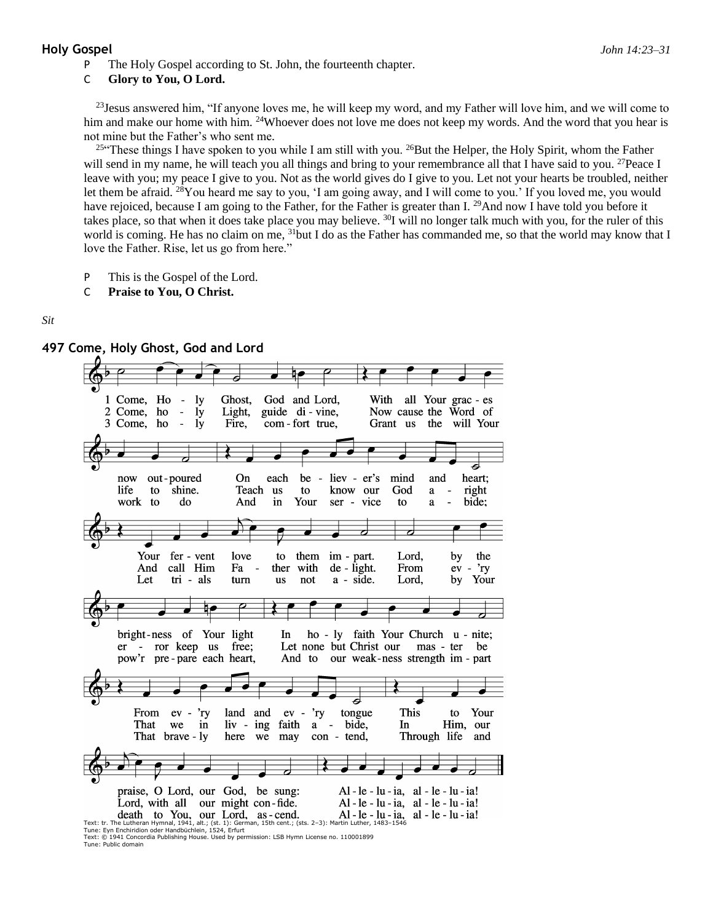## Holy Gospel

*John 14:23–31*

P The Holy Gospel according to St. John, the fourteenth chapter.

C **Glory to You, O Lord.**

[23]Jesus answered him, "If anyone loves me, he will keep my word, and my Father will love him, and we will come to him and make our home with him. [24]Whoever does not love me does not keep my words. And the word that you hear is not mine but the Father's who sent me.

[25]"These things I have spoken to you while I am still with you. [26]But the Helper, the Holy Spirit, whom the Father will send in my name, he will teach you all things and bring to your remembrance all that I have said to you. [27]Peace I leave with you; my peace I give to you. Not as the world gives do I give to you. Let not your hearts be troubled, neither let them be afraid. [28]You heard me say to you, 'I am going away, and I will come to you.' If you loved me, you would have rejoiced, because I am going to the Father, for the Father is greater than I. [29]And now I have told you before it takes place, so that when it does take place you may believe. [30]I will no longer talk much with you, for the ruler of this world is coming. He has no claim on me, [31]but I do as the Father has commanded me, so that the world may know that I love the Father. Rise, let us go from here."

P This is the Gospel of the Lord.

C **Praise to You, O Christ.**

*Sit*

## 497 Come, Holy Ghost, God and Lord

1 Come, Holy Ghost, God and Lord,
With all Your graces now outpoured
On each believer's mind and heart;
Your fervent love to them impart.
Lord, by the brightness of Your light
In holy faith Your Church unite;
From ev'ry land and ev'ry tongue
This to Your praise, O Lord, our God, be sung:
Alleluia, alleluia!

2 Come, holy Light, guide divine,
Now cause the Word of life to shine.
Teach us to know our God aright
And call Him Father with delight.
From ev'ry error keep us free;
Let none but Christ our master be
That we in living faith abide,
In Him, our Lord, with all our might confide.
Alleluia, alleluia!

3 Come, holy Fire, comfort true,
Grant us the will Your work to do
And in Your service to abide;
Let trials turn us not aside.
Lord, by Your pow'r prepare each heart,
And to our weakness strength impart
That bravely here we may contend,
Through life and death to You, our Lord, ascend.
Alleluia, alleluia!

Text: tr. The Lutheran Hymnal, 1941, alt.; (st. 1): German, 15th cent.; (sts. 2–3): Martin Luther, 1483–1546
Tune: Eyn Enchiridion oder Handbüchlein, 1524, Erfurt
Text: © 1941 Concordia Publishing House. Used by permission: LSB Hymn License no. 110001899
Tune: Public domain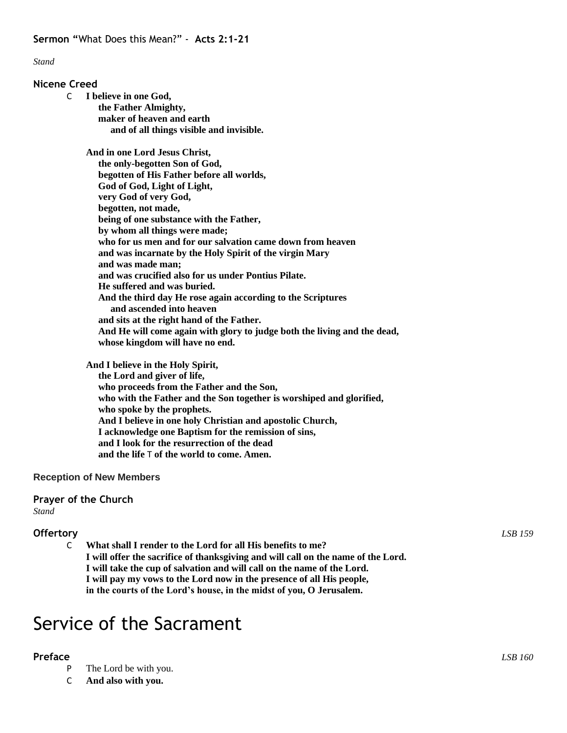**Sermon** "What Does this Mean?" - **Acts 2:1-21**

*Stand*

**Nicene Creed**

C **I believe in one God,**
**the Father Almighty,**
**maker of heaven and earth**
**and of all things visible and invisible.**

**And in one Lord Jesus Christ,**
**the only-begotten Son of God,**
**begotten of His Father before all worlds,**
**God of God, Light of Light,**
**very God of very God,**
**begotten, not made,**
**being of one substance with the Father,**
**by whom all things were made;**
**who for us men and for our salvation came down from heaven**
**and was incarnate by the Holy Spirit of the virgin Mary**
**and was made man;**
**and was crucified also for us under Pontius Pilate.**
**He suffered and was buried.**
**And the third day He rose again according to the Scriptures**
**and ascended into heaven**
**and sits at the right hand of the Father.**
**And He will come again with glory to judge both the living and the dead,**
**whose kingdom will have no end.**

**And I believe in the Holy Spirit,**
**the Lord and giver of life,**
**who proceeds from the Father and the Son,**
**who with the Father and the Son together is worshiped and glorified,**
**who spoke by the prophets.**
**And I believe in one holy Christian and apostolic Church,**
**I acknowledge one Baptism for the remission of sins,**
**and I look for the resurrection of the dead**
**and the life** T **of the world to come. Amen.**

**Reception of New Members**

**Prayer of the Church**

*Stand*

**Offertory** *LSB 159*

C **What shall I render to the Lord for all His benefits to me?**
**I will offer the sacrifice of thanksgiving and will call on the name of the Lord.**
**I will take the cup of salvation and will call on the name of the Lord.**
**I will pay my vows to the Lord now in the presence of all His people,**
**in the courts of the Lord's house, in the midst of you, O Jerusalem.**

# Service of the Sacrament

**Preface** *LSB 160*

P The Lord be with you.
C **And also with you.**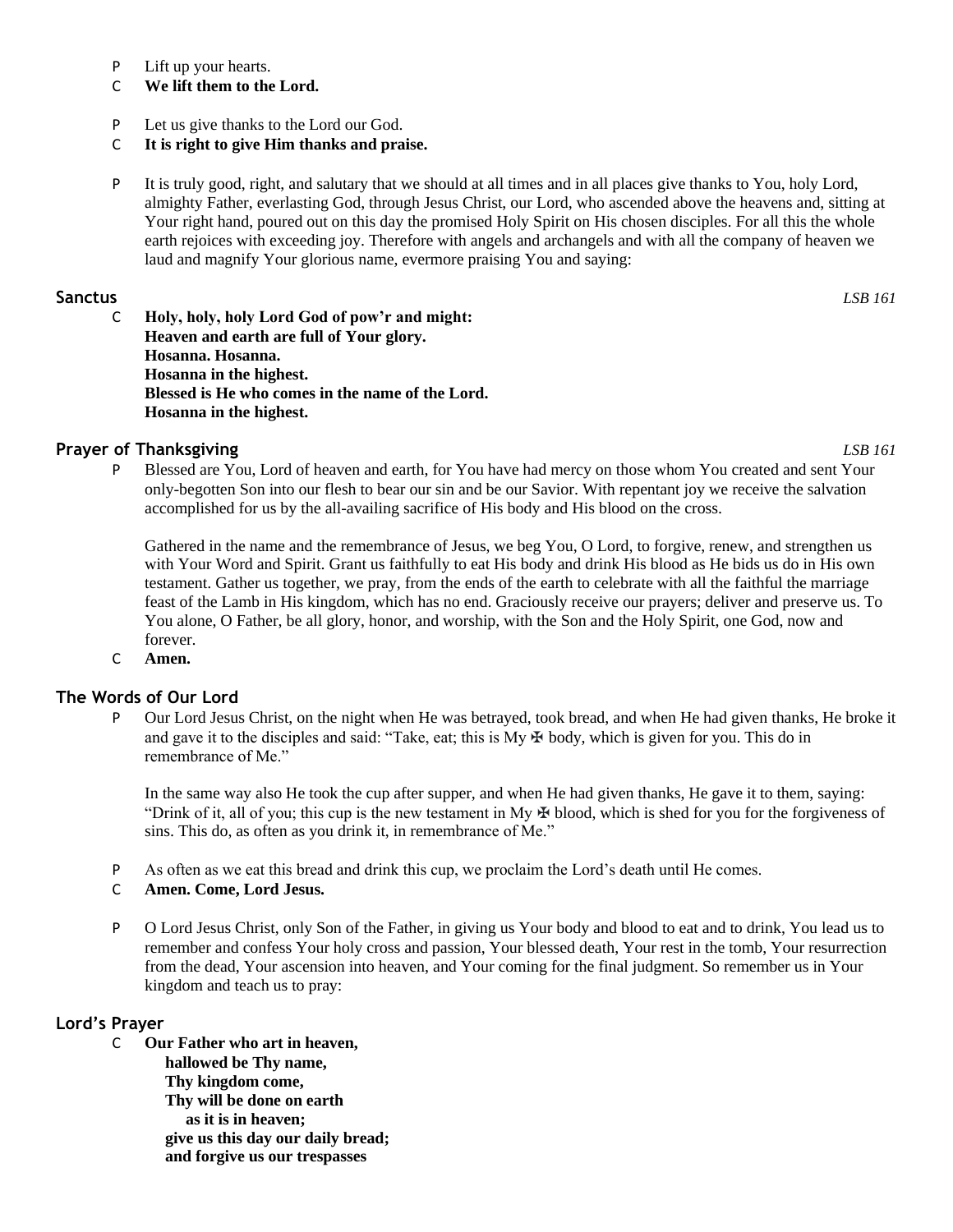P Lift up your hearts.

C **We lift them to the Lord.**

P Let us give thanks to the Lord our God.

C **It is right to give Him thanks and praise.**

P It is truly good, right, and salutary that we should at all times and in all places give thanks to You, holy Lord, almighty Father, everlasting God, through Jesus Christ, our Lord, who ascended above the heavens and, sitting at Your right hand, poured out on this day the promised Holy Spirit on His chosen disciples. For all this the whole earth rejoices with exceeding joy. Therefore with angels and archangels and with all the company of heaven we laud and magnify Your glorious name, evermore praising You and saying:

## Sanctus *LSB 161*

C **Holy, holy, holy Lord God of pow'r and might:**
**Heaven and earth are full of Your glory.**
**Hosanna. Hosanna.**
**Hosanna in the highest.**
**Blessed is He who comes in the name of the Lord.**
**Hosanna in the highest.**

## Prayer of Thanksgiving *LSB 161*

P Blessed are You, Lord of heaven and earth, for You have had mercy on those whom You created and sent Your only-begotten Son into our flesh to bear our sin and be our Savior. With repentant joy we receive the salvation accomplished for us by the all-availing sacrifice of His body and His blood on the cross.

Gathered in the name and the remembrance of Jesus, we beg You, O Lord, to forgive, renew, and strengthen us with Your Word and Spirit. Grant us faithfully to eat His body and drink His blood as He bids us do in His own testament. Gather us together, we pray, from the ends of the earth to celebrate with all the faithful the marriage feast of the Lamb in His kingdom, which has no end. Graciously receive our prayers; deliver and preserve us. To You alone, O Father, be all glory, honor, and worship, with the Son and the Holy Spirit, one God, now and forever.

C **Amen.**

## The Words of Our Lord

P Our Lord Jesus Christ, on the night when He was betrayed, took bread, and when He had given thanks, He broke it and gave it to the disciples and said: "Take, eat; this is My ✠ body, which is given for you. This do in remembrance of Me."

In the same way also He took the cup after supper, and when He had given thanks, He gave it to them, saying: "Drink of it, all of you; this cup is the new testament in My ✠ blood, which is shed for you for the forgiveness of sins. This do, as often as you drink it, in remembrance of Me."

P As often as we eat this bread and drink this cup, we proclaim the Lord's death until He comes.

C **Amen. Come, Lord Jesus.**

P O Lord Jesus Christ, only Son of the Father, in giving us Your body and blood to eat and to drink, You lead us to remember and confess Your holy cross and passion, Your blessed death, Your rest in the tomb, Your resurrection from the dead, Your ascension into heaven, and Your coming for the final judgment. So remember us in Your kingdom and teach us to pray:

## Lord's Prayer

C **Our Father who art in heaven,**
**hallowed be Thy name,**
**Thy kingdom come,**
**Thy will be done on earth**
**as it is in heaven;**
**give us this day our daily bread;**
**and forgive us our trespasses**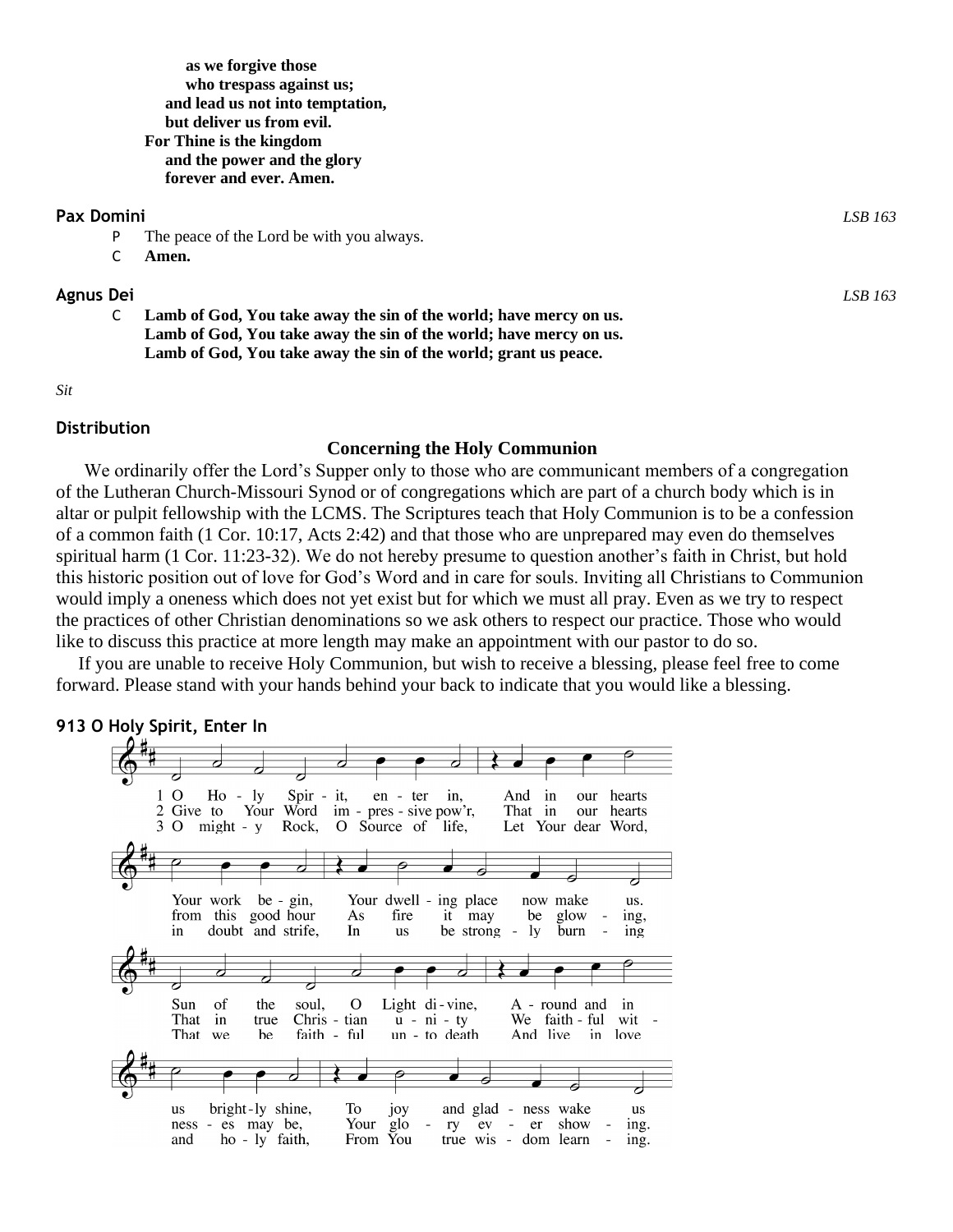as we forgive those
who trespass against us;
and lead us not into temptation,
but deliver us from evil.
For Thine is the kingdom
and the power and the glory
forever and ever. Amen.**

### Pax Domini *LSB 163*

P The peace of the Lord be with you always.

C **Amen.**

### Agnus Dei *LSB 163*

C **Lamb of God, You take away the sin of the world; have mercy on us.
Lamb of God, You take away the sin of the world; have mercy on us.
Lamb of God, You take away the sin of the world; grant us peace.**

*Sit*

### Distribution

**Concerning the Holy Communion**

We ordinarily offer the Lord's Supper only to those who are communicant members of a congregation of the Lutheran Church-Missouri Synod or of congregations which are part of a church body which is in altar or pulpit fellowship with the LCMS. The Scriptures teach that Holy Communion is to be a confession of a common faith (1 Cor. 10:17, Acts 2:42) and that those who are unprepared may even do themselves spiritual harm (1 Cor. 11:23-32). We do not hereby presume to question another's faith in Christ, but hold this historic position out of love for God's Word and in care for souls. Inviting all Christians to Communion would imply a oneness which does not yet exist but for which we must all pray. Even as we try to respect the practices of other Christian denominations so we ask others to respect our practice. Those who would like to discuss this practice at more length may make an appointment with our pastor to do so.

If you are unable to receive Holy Communion, but wish to receive a blessing, please feel free to come forward. Please stand with your hands behind your back to indicate that you would like a blessing.

### 913 O Holy Spirit, Enter In

1 O Holy Spirit, enter in, And in our hearts Your work begin, Your dwelling place now make us. Sun of the soul, O Light divine, Around and in us brightly shine, To joy and gladness wake us

2 Give to Your Word impressive pow'r, That in our hearts from this good hour As fire it may be glowing, That in true Christian unity We faithful witnesses may be, Your glory ever showing.

3 O mighty Rock, O Source of life, Let Your dear Word, in doubt and strife, In us be strongly burning That we be faithful unto death And live in love and holy faith, From You true wisdom learning.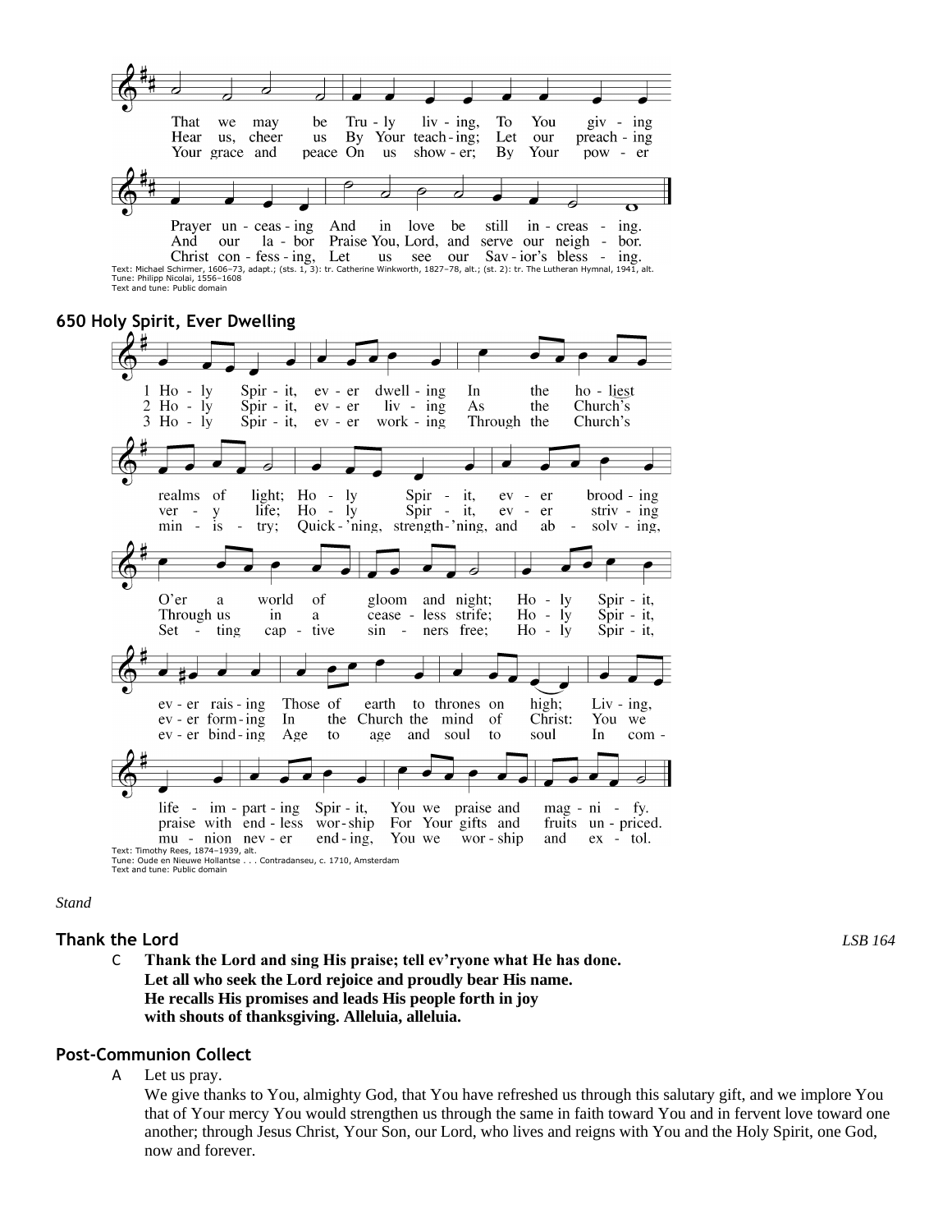That we may be Truly living, To You giving
Prayer unceasing And in love be still increasing.

Hear us, cheer us By Your teaching; Let our preaching
And our labor Praise You, Lord, and serve our neighbor.

Your grace and peace On us shower; By Your power
Christ confessing, Let us see our Savior's blessing.

Text: Michael Schirmer, 1606–73, adapt.; (sts. 1, 3): tr. Catherine Winkworth, 1827–78, alt.; (st. 2): tr. The Lutheran Hymnal, 1941, alt.
Tune: Philipp Nicolai, 1556–1608
Text and tune: Public domain

## 650 Holy Spirit, Ever Dwelling

1 Holy Spirit, ever dwelling In the holiest realms of light; Holy Spirit, ever brooding O'er a world of gloom and night; Holy Spirit, ever raising Those of earth to thrones on high; Living, life-imparting Spirit, You we praise and magnify.

2 Holy Spirit, ever living As the Church's very life; Holy Spirit, ever striving Through us in a ceaseless strife; Holy Spirit, ever forming In the Church the mind of Christ: You we praise with endless worship For Your gifts and fruits unpriced.

3 Holy Spirit, ever working Through the Church's ministry; Quick'ning, strength'ning, and absolving, Setting captive sinners free; Holy Spirit, ever binding Age to age and soul to soul In communion never ending, You we worship and extol.

Text: Timothy Rees, 1874–1939, alt.
Tune: Oude en Nieuwe Hollantse . . . Contradanseu, c. 1710, Amsterdam
Text and tune: Public domain

*Stand*

### Thank the Lord

*LSB 164*

C **Thank the Lord and sing His praise; tell ev'ryone what He has done.**
**Let all who seek the Lord rejoice and proudly bear His name.**
**He recalls His promises and leads His people forth in joy**
**with shouts of thanksgiving. Alleluia, alleluia.**

### Post-Communion Collect

A Let us pray.
We give thanks to You, almighty God, that You have refreshed us through this salutary gift, and we implore You that of Your mercy You would strengthen us through the same in faith toward You and in fervent love toward one another; through Jesus Christ, Your Son, our Lord, who lives and reigns with You and the Holy Spirit, one God, now and forever.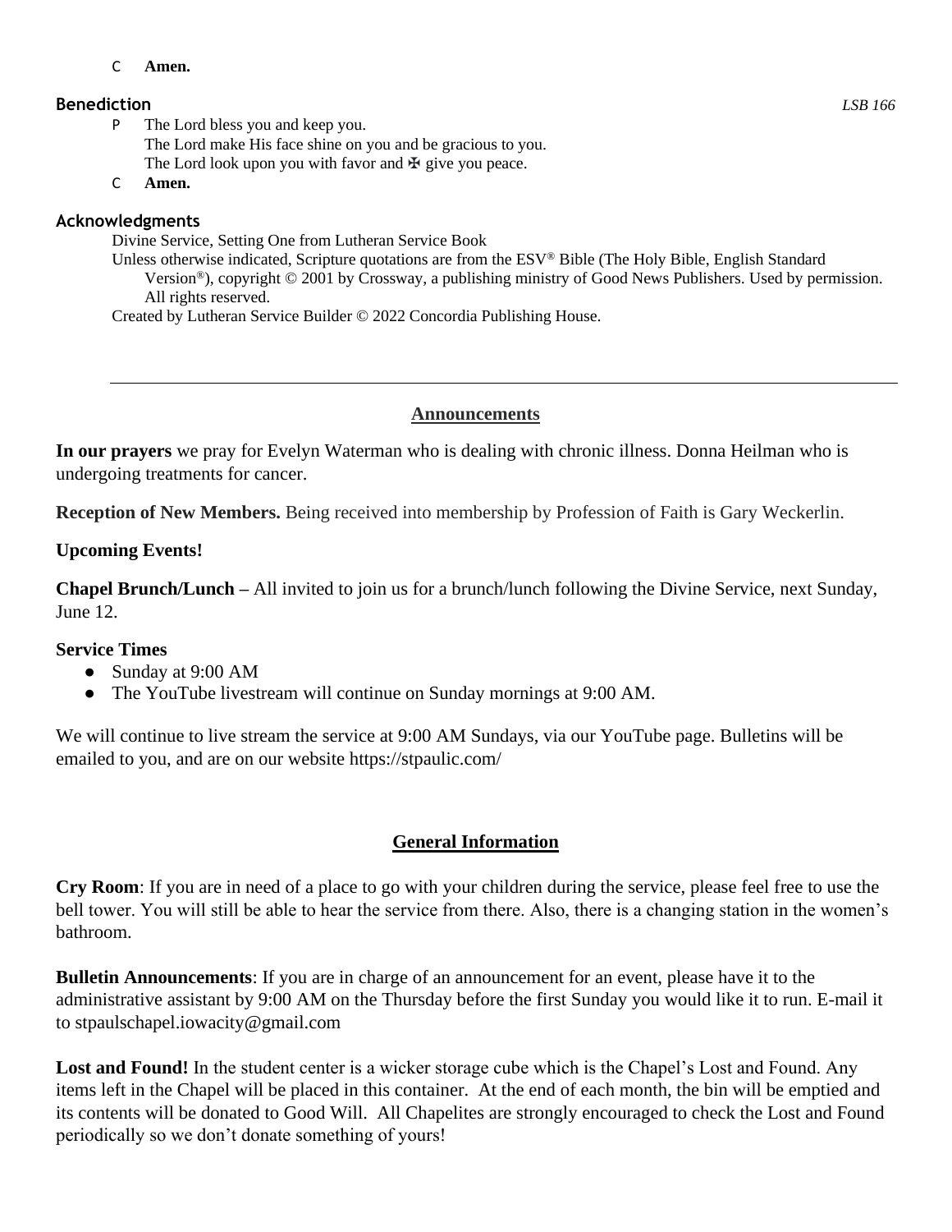C **Amen.**

### Benediction

*LSB 166*

P The Lord bless you and keep you.
The Lord make His face shine on you and be gracious to you.
The Lord look upon you with favor and ✠ give you peace.

C **Amen.**

### Acknowledgments

Divine Service, Setting One from Lutheran Service Book

Unless otherwise indicated, Scripture quotations are from the ESV® Bible (The Holy Bible, English Standard Version®), copyright © 2001 by Crossway, a publishing ministry of Good News Publishers. Used by permission. All rights reserved.

Created by Lutheran Service Builder © 2022 Concordia Publishing House.

---

## Announcements

**In our prayers** we pray for Evelyn Waterman who is dealing with chronic illness. Donna Heilman who is undergoing treatments for cancer.

**Reception of New Members.** Being received into membership by Profession of Faith is Gary Weckerlin.

**Upcoming Events!**

**Chapel Brunch/Lunch –** All invited to join us for a brunch/lunch following the Divine Service, next Sunday, June 12.

**Service Times**

- Sunday at 9:00 AM
- The YouTube livestream will continue on Sunday mornings at 9:00 AM.

We will continue to live stream the service at 9:00 AM Sundays, via our YouTube page. Bulletins will be emailed to you, and are on our website https://stpaulic.com/

## General Information

**Cry Room**: If you are in need of a place to go with your children during the service, please feel free to use the bell tower. You will still be able to hear the service from there. Also, there is a changing station in the women's bathroom.

**Bulletin Announcements**: If you are in charge of an announcement for an event, please have it to the administrative assistant by 9:00 AM on the Thursday before the first Sunday you would like it to run. E-mail it to stpaulschapel.iowacity@gmail.com

**Lost and Found!** In the student center is a wicker storage cube which is the Chapel's Lost and Found. Any items left in the Chapel will be placed in this container. At the end of each month, the bin will be emptied and its contents will be donated to Good Will. All Chapelites are strongly encouraged to check the Lost and Found periodically so we don't donate something of yours!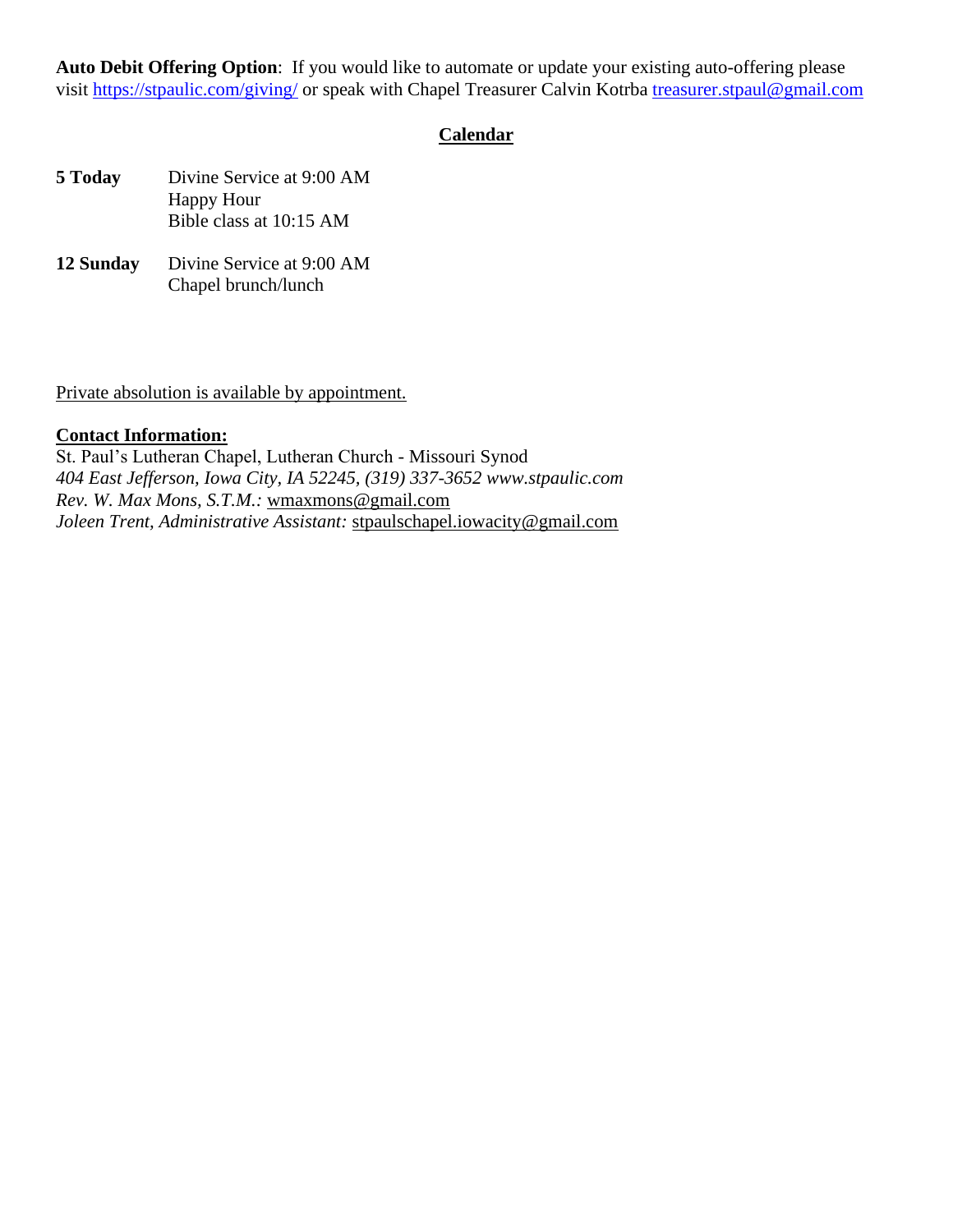**Auto Debit Offering Option**: If you would like to automate or update your existing auto-offering please visit https://stpaulic.com/giving/ or speak with Chapel Treasurer Calvin Kotrba treasurer.stpaul@gmail.com

## Calendar

**5 Today** Divine Service at 9:00 AM
Happy Hour
Bible class at 10:15 AM

**12 Sunday** Divine Service at 9:00 AM
Chapel brunch/lunch

Private absolution is available by appointment.

**Contact Information:**
St. Paul's Lutheran Chapel, Lutheran Church - Missouri Synod
*404 East Jefferson, Iowa City, IA 52245, (319) 337-3652 www.stpaulic.com*
*Rev. W. Max Mons, S.T.M.:* wmaxmons@gmail.com
*Joleen Trent, Administrative Assistant:* stpaulschapel.iowacity@gmail.com